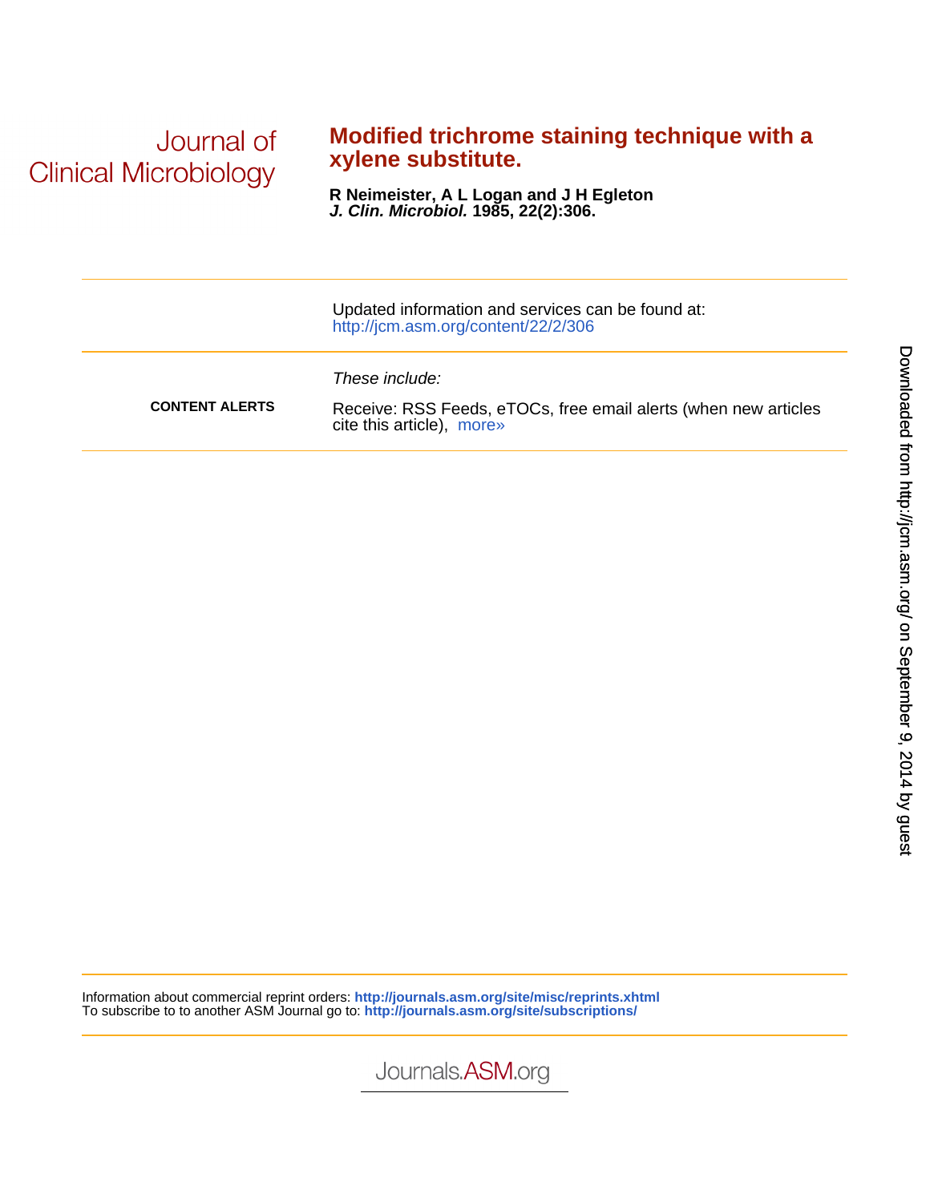Journal of Clinical Microbiology

# Modified trichrome staining technique with a xylene substitute.

**R Neimeister, A L Logan and J H Egleton**
***J. Clin. Microbiol.*** **1985, 22(2):306.**

---

Updated information and services can be found at:
http://jcm.asm.org/content/22/2/306

---

*These include:*

**CONTENT ALERTS**

Receive: RSS Feeds, eTOCs, free email alerts (when new articles cite this article), more»

---

Information about commercial reprint orders: **http://journals.asm.org/site/misc/reprints.xhtml**
To subscribe to to another ASM Journal go to: **http://journals.asm.org/site/subscriptions/**

Journals.ASM.org

Downloaded from http://jcm.asm.org/ on September 9, 2014 by guest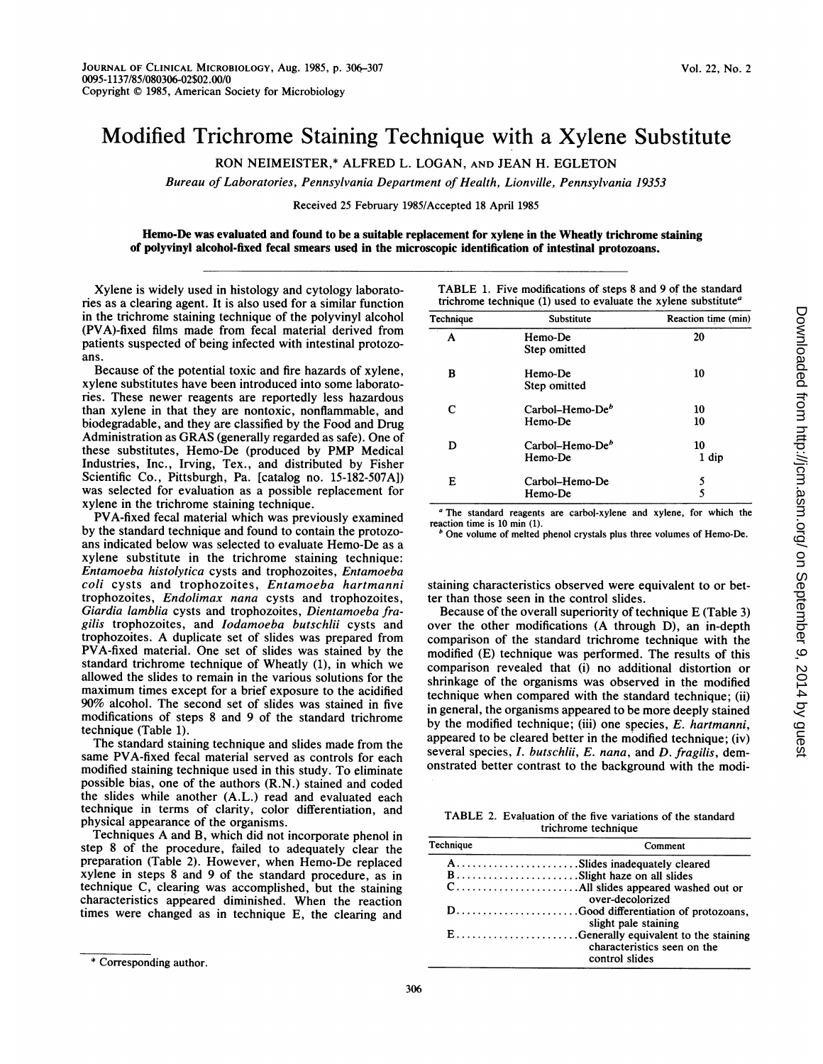# Modified Trichrome Staining Technique with a Xylene Substitute

RON NEIMEISTER,* ALFRED L. LOGAN, AND JEAN H. EGLETON

*Bureau of Laboratories, Pennsylvania Department of Health, Lionville, Pennsylvania 19353*

Received 25 February 1985/Accepted 18 April 1985

**Hemo-De was evaluated and found to be a suitable replacement for xylene in the Wheatly trichrome staining of polyvinyl alcohol-fixed fecal smears used in the microscopic identification of intestinal protozoans.**

Xylene is widely used in histology and cytology laboratories as a clearing agent. It is also used for a similar function in the trichrome staining technique of the polyvinyl alcohol (PVA)-fixed films made from fecal material derived from patients suspected of being infected with intestinal protozoans.

Because of the potential toxic and fire hazards of xylene, xylene substitutes have been introduced into some laboratories. These newer reagents are reportedly less hazardous than xylene in that they are nontoxic, nonflammable, and biodegradable, and they are classified by the Food and Drug Administration as GRAS (generally regarded as safe). One of these substitutes, Hemo-De (produced by PMP Medical Industries, Inc., Irving, Tex., and distributed by Fisher Scientific Co., Pittsburgh, Pa. [catalog no. 15-182-507A]) was selected for evaluation as a possible replacement for xylene in the trichrome staining technique.

PVA-fixed fecal material which was previously examined by the standard technique and found to contain the protozoans indicated below was selected to evaluate Hemo-De as a xylene substitute in the trichrome staining technique: *Entamoeba histolytica* cysts and trophozoites, *Entamoeba coli* cysts and trophozoites, *Entamoeba hartmanni* trophozoites, *Endolimax nana* cysts and trophozoites, *Giardia lamblia* cysts and trophozoites, *Dientamoeba fragilis* trophozoites, and *Iodamoeba butschlii* cysts and trophozoites. A duplicate set of slides was prepared from PVA-fixed material. One set of slides was stained by the standard trichrome technique of Wheatly (1), in which we allowed the slides to remain in the various solutions for the maximum times except for a brief exposure to the acidified 90% alcohol. The second set of slides was stained in five modifications of steps 8 and 9 of the standard trichrome technique (Table 1).

The standard staining technique and slides made from the same PVA-fixed fecal material served as controls for each modified staining technique used in this study. To eliminate possible bias, one of the authors (R.N.) stained and coded the slides while another (A.L.) read and evaluated each technique in terms of clarity, color differentiation, and physical appearance of the organisms.

Techniques A and B, which did not incorporate phenol in step 8 of the procedure, failed to adequately clear the preparation (Table 2). However, when Hemo-De replaced xylene in steps 8 and 9 of the standard procedure, as in technique C, clearing was accomplished, but the staining characteristics appeared diminished. When the reaction times were changed as in technique E, the clearing and staining characteristics observed were equivalent to or better than those seen in the control slides.

Because of the overall superiority of technique E (Table 3) over the other modifications (A through D), an in-depth comparison of the standard trichrome technique with the modified (E) technique was performed. The results of this comparison revealed that (i) no additional distortion or shrinkage of the organisms was observed in the modified technique when compared with the standard technique; (ii) in general, the organisms appeared to be more deeply stained by the modified technique; (iii) one species, *E. hartmanni*, appeared to be cleared better in the modified technique; (iv) several species, *I. butschlii*, *E. nana*, and *D. fragilis*, demonstrated better contrast to the background with the modi-

TABLE 1. Five modifications of steps 8 and 9 of the standard trichrome technique (1) used to evaluate the xylene substitute[a]

| Technique | Substitute | Reaction time (min) |
|---|---|---|
| A | Hemo-De | 20 |
| | Step omitted | |
| B | Hemo-De | 10 |
| | Step omitted | |
| C | Carbol–Hemo-De[b] | 10 |
| | Hemo-De | 10 |
| D | Carbol–Hemo-De[b] | 10 |
| | Hemo-De | 1 dip |
| E | Carbol–Hemo-De | 5 |
| | Hemo-De | 5 |

[a] The standard reagents are carbol-xylene and xylene, for which the reaction time is 10 min (1).

[b] One volume of melted phenol crystals plus three volumes of Hemo-De.

TABLE 2. Evaluation of the five variations of the standard trichrome technique

| Technique | Comment |
|---|---|
| A | Slides inadequately cleared |
| B | Slight haze on all slides |
| C | All slides appeared washed out or over-decolorized |
| D | Good differentiation of protozoans, slight pale staining |
| E | Generally equivalent to the staining characteristics seen on the control slides |

\* Corresponding author.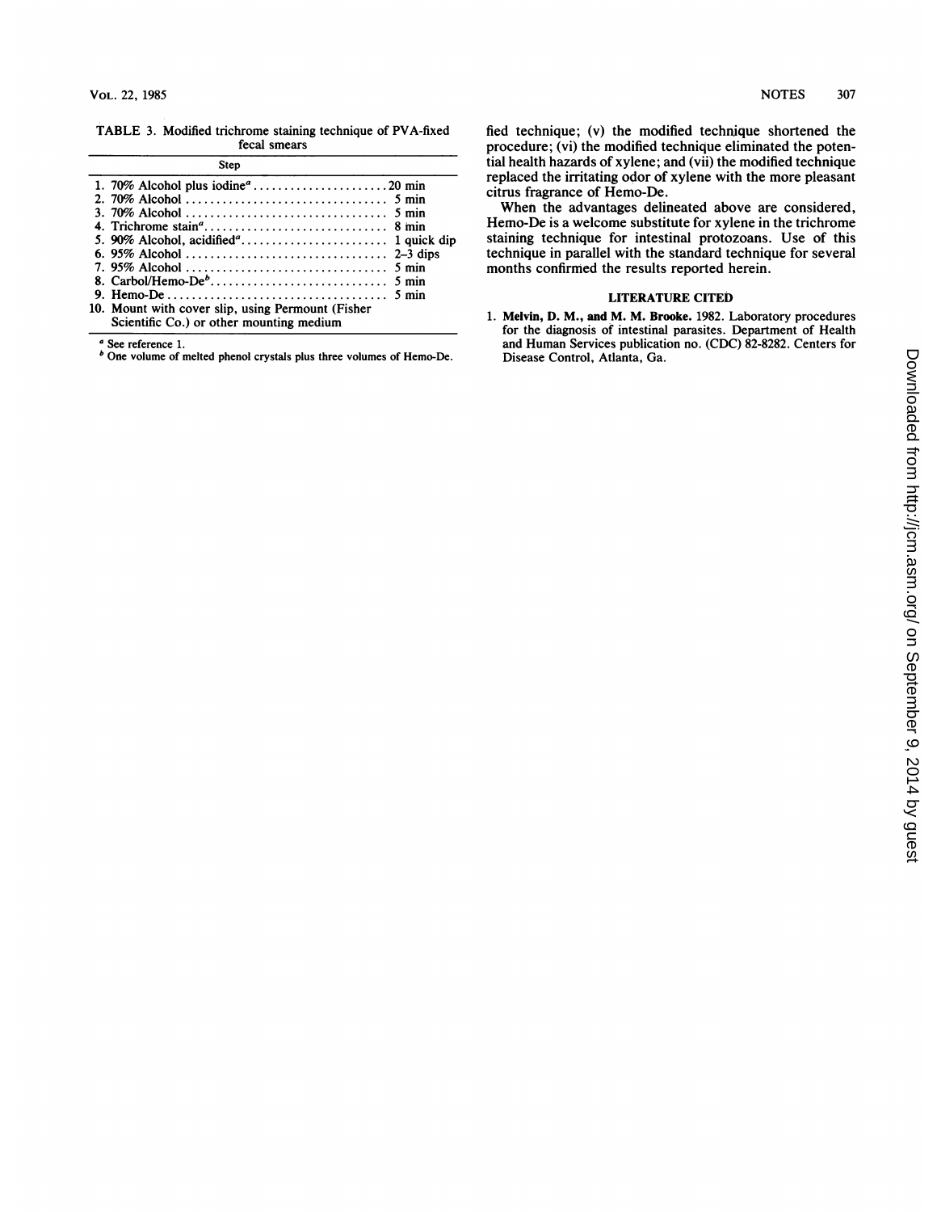TABLE 3. Modified trichrome staining technique of PVA-fixed fecal smears

| Step | |
|---|---|
| 1. 70% Alcohol plus iodine[a] | 20 min |
| 2. 70% Alcohol | 5 min |
| 3. 70% Alcohol | 5 min |
| 4. Trichrome stain[a] | 8 min |
| 5. 90% Alcohol, acidified[a] | 1 quick dip |
| 6. 95% Alcohol | 2–3 dips |
| 7. 95% Alcohol | 5 min |
| 8. Carbol/Hemo-De[b] | 5 min |
| 9. Hemo-De | 5 min |
| 10. Mount with cover slip, using Permount (Fisher Scientific Co.) or other mounting medium | |

[a] See reference 1.

[b] One volume of melted phenol crystals plus three volumes of Hemo-De.

fied technique; (v) the modified technique shortened the procedure; (vi) the modified technique eliminated the potential health hazards of xylene; and (vii) the modified technique replaced the irritating odor of xylene with the more pleasant citrus fragrance of Hemo-De.

When the advantages delineated above are considered, Hemo-De is a welcome substitute for xylene in the trichrome staining technique for intestinal protozoans. Use of this technique in parallel with the standard technique for several months confirmed the results reported herein.

## LITERATURE CITED

1. **Melvin, D. M., and M. M. Brooke.** 1982. Laboratory procedures for the diagnosis of intestinal parasites. Department of Health and Human Services publication no. (CDC) 82-8282. Centers for Disease Control, Atlanta, Ga.